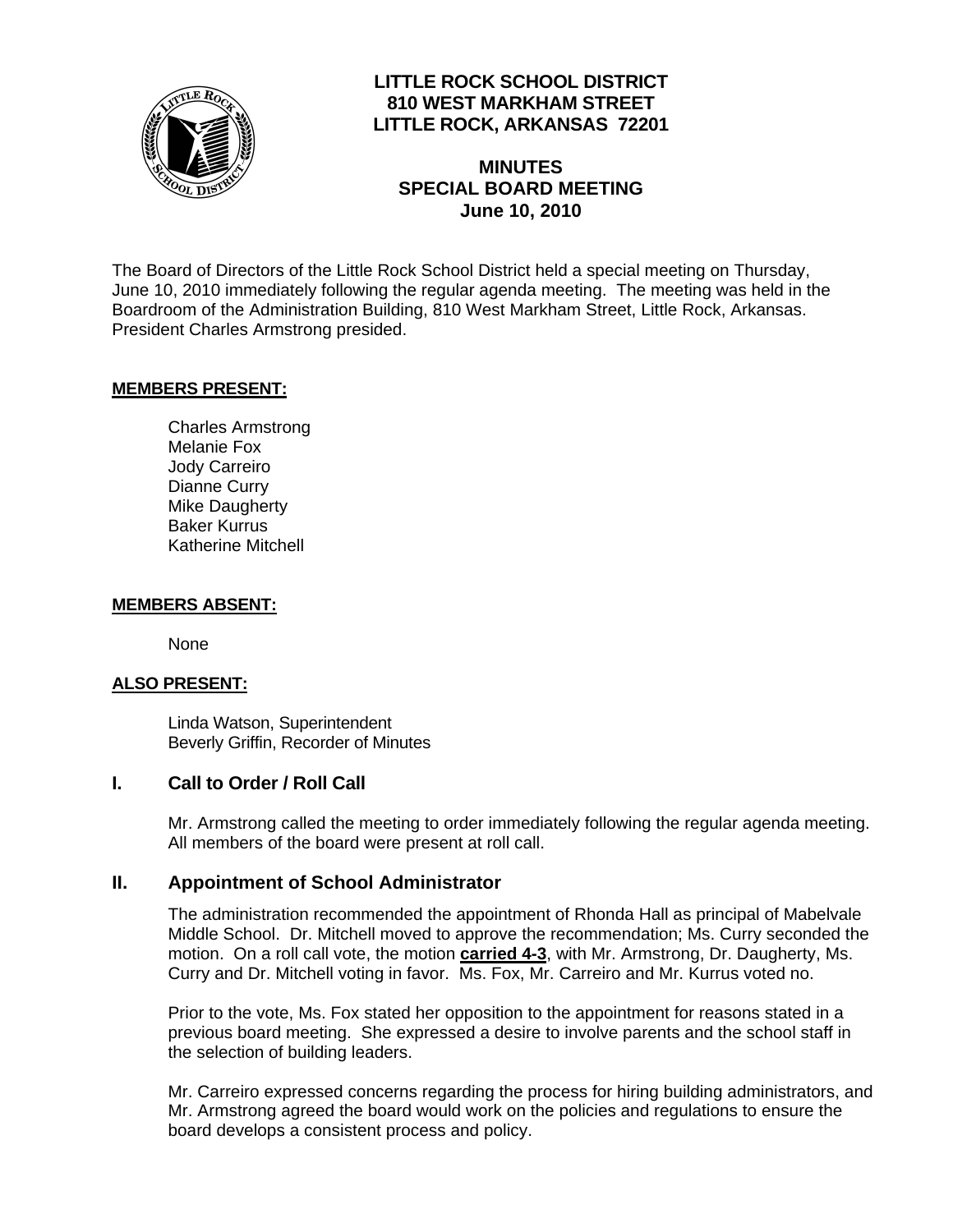# LITTLE ROCK SCHOOL DISTRICT
**810 WEST MARKHAM STREET**
**LITTLE ROCK, ARKANSAS 72201**

## MINUTES
## SPECIAL BOARD MEETING
## June 10, 2010

The Board of Directors of the Little Rock School District held a special meeting on Thursday, June 10, 2010 immediately following the regular agenda meeting. The meeting was held in the Boardroom of the Administration Building, 810 West Markham Street, Little Rock, Arkansas. President Charles Armstrong presided.

**MEMBERS PRESENT:**

Charles Armstrong
Melanie Fox
Jody Carreiro
Dianne Curry
Mike Daugherty
Baker Kurrus
Katherine Mitchell

**MEMBERS ABSENT:**

None

**ALSO PRESENT:**

Linda Watson, Superintendent
Beverly Griffin, Recorder of Minutes

## I. Call to Order / Roll Call

Mr. Armstrong called the meeting to order immediately following the regular agenda meeting. All members of the board were present at roll call.

## II. Appointment of School Administrator

The administration recommended the appointment of Rhonda Hall as principal of Mabelvale Middle School. Dr. Mitchell moved to approve the recommendation; Ms. Curry seconded the motion. On a roll call vote, the motion **carried 4-3**, with Mr. Armstrong, Dr. Daugherty, Ms. Curry and Dr. Mitchell voting in favor. Ms. Fox, Mr. Carreiro and Mr. Kurrus voted no.

Prior to the vote, Ms. Fox stated her opposition to the appointment for reasons stated in a previous board meeting. She expressed a desire to involve parents and the school staff in the selection of building leaders.

Mr. Carreiro expressed concerns regarding the process for hiring building administrators, and Mr. Armstrong agreed the board would work on the policies and regulations to ensure the board develops a consistent process and policy.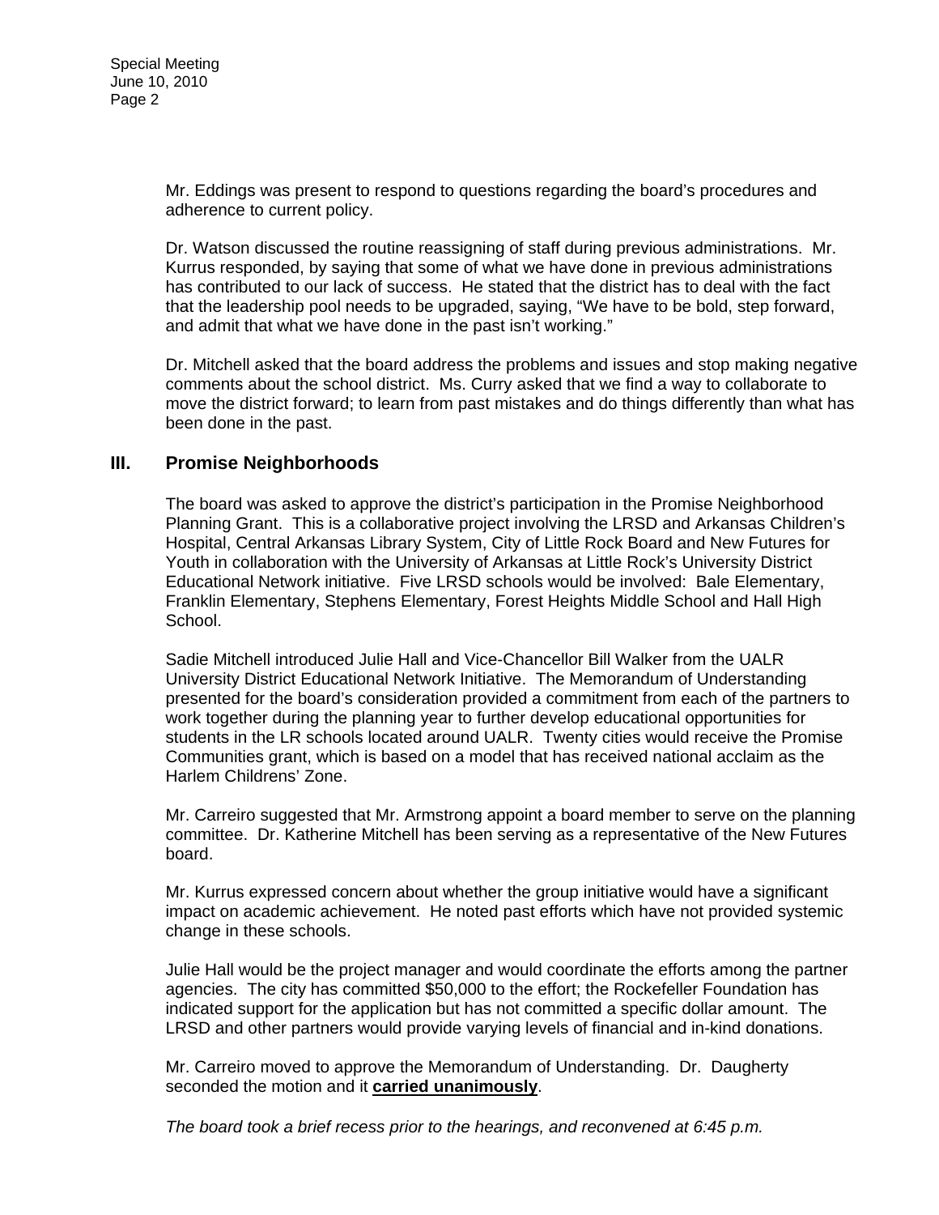Mr. Eddings was present to respond to questions regarding the board's procedures and adherence to current policy.

Dr. Watson discussed the routine reassigning of staff during previous administrations. Mr. Kurrus responded, by saying that some of what we have done in previous administrations has contributed to our lack of success. He stated that the district has to deal with the fact that the leadership pool needs to be upgraded, saying, "We have to be bold, step forward, and admit that what we have done in the past isn't working."

Dr. Mitchell asked that the board address the problems and issues and stop making negative comments about the school district. Ms. Curry asked that we find a way to collaborate to move the district forward; to learn from past mistakes and do things differently than what has been done in the past.

## III. Promise Neighborhoods

The board was asked to approve the district's participation in the Promise Neighborhood Planning Grant. This is a collaborative project involving the LRSD and Arkansas Children's Hospital, Central Arkansas Library System, City of Little Rock Board and New Futures for Youth in collaboration with the University of Arkansas at Little Rock's University District Educational Network initiative. Five LRSD schools would be involved: Bale Elementary, Franklin Elementary, Stephens Elementary, Forest Heights Middle School and Hall High School.

Sadie Mitchell introduced Julie Hall and Vice-Chancellor Bill Walker from the UALR University District Educational Network Initiative. The Memorandum of Understanding presented for the board's consideration provided a commitment from each of the partners to work together during the planning year to further develop educational opportunities for students in the LR schools located around UALR. Twenty cities would receive the Promise Communities grant, which is based on a model that has received national acclaim as the Harlem Childrens' Zone.

Mr. Carreiro suggested that Mr. Armstrong appoint a board member to serve on the planning committee. Dr. Katherine Mitchell has been serving as a representative of the New Futures board.

Mr. Kurrus expressed concern about whether the group initiative would have a significant impact on academic achievement. He noted past efforts which have not provided systemic change in these schools.

Julie Hall would be the project manager and would coordinate the efforts among the partner agencies. The city has committed $50,000 to the effort; the Rockefeller Foundation has indicated support for the application but has not committed a specific dollar amount. The LRSD and other partners would provide varying levels of financial and in-kind donations.

Mr. Carreiro moved to approve the Memorandum of Understanding. Dr. Daugherty seconded the motion and it **carried unanimously**.

*The board took a brief recess prior to the hearings, and reconvened at 6:45 p.m.*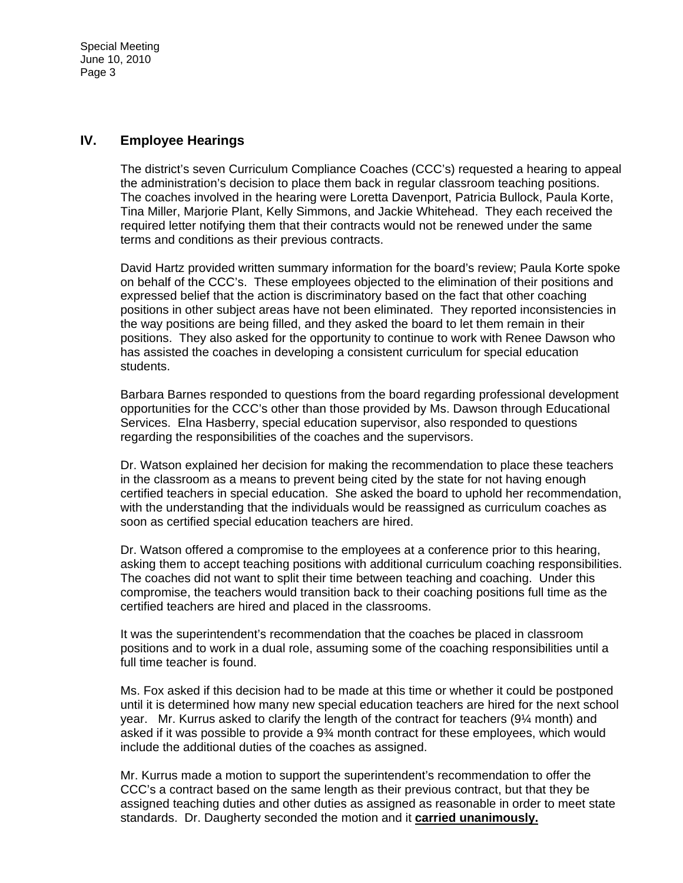## IV. Employee Hearings

The district's seven Curriculum Compliance Coaches (CCC's) requested a hearing to appeal the administration's decision to place them back in regular classroom teaching positions. The coaches involved in the hearing were Loretta Davenport, Patricia Bullock, Paula Korte, Tina Miller, Marjorie Plant, Kelly Simmons, and Jackie Whitehead. They each received the required letter notifying them that their contracts would not be renewed under the same terms and conditions as their previous contracts.

David Hartz provided written summary information for the board's review; Paula Korte spoke on behalf of the CCC's. These employees objected to the elimination of their positions and expressed belief that the action is discriminatory based on the fact that other coaching positions in other subject areas have not been eliminated. They reported inconsistencies in the way positions are being filled, and they asked the board to let them remain in their positions. They also asked for the opportunity to continue to work with Renee Dawson who has assisted the coaches in developing a consistent curriculum for special education students.

Barbara Barnes responded to questions from the board regarding professional development opportunities for the CCC's other than those provided by Ms. Dawson through Educational Services. Elna Hasberry, special education supervisor, also responded to questions regarding the responsibilities of the coaches and the supervisors.

Dr. Watson explained her decision for making the recommendation to place these teachers in the classroom as a means to prevent being cited by the state for not having enough certified teachers in special education. She asked the board to uphold her recommendation, with the understanding that the individuals would be reassigned as curriculum coaches as soon as certified special education teachers are hired.

Dr. Watson offered a compromise to the employees at a conference prior to this hearing, asking them to accept teaching positions with additional curriculum coaching responsibilities. The coaches did not want to split their time between teaching and coaching. Under this compromise, the teachers would transition back to their coaching positions full time as the certified teachers are hired and placed in the classrooms.

It was the superintendent's recommendation that the coaches be placed in classroom positions and to work in a dual role, assuming some of the coaching responsibilities until a full time teacher is found.

Ms. Fox asked if this decision had to be made at this time or whether it could be postponed until it is determined how many new special education teachers are hired for the next school year. Mr. Kurrus asked to clarify the length of the contract for teachers (9¼ month) and asked if it was possible to provide a 9¾ month contract for these employees, which would include the additional duties of the coaches as assigned.

Mr. Kurrus made a motion to support the superintendent's recommendation to offer the CCC's a contract based on the same length as their previous contract, but that they be assigned teaching duties and other duties as assigned as reasonable in order to meet state standards. Dr. Daugherty seconded the motion and it **carried unanimously.**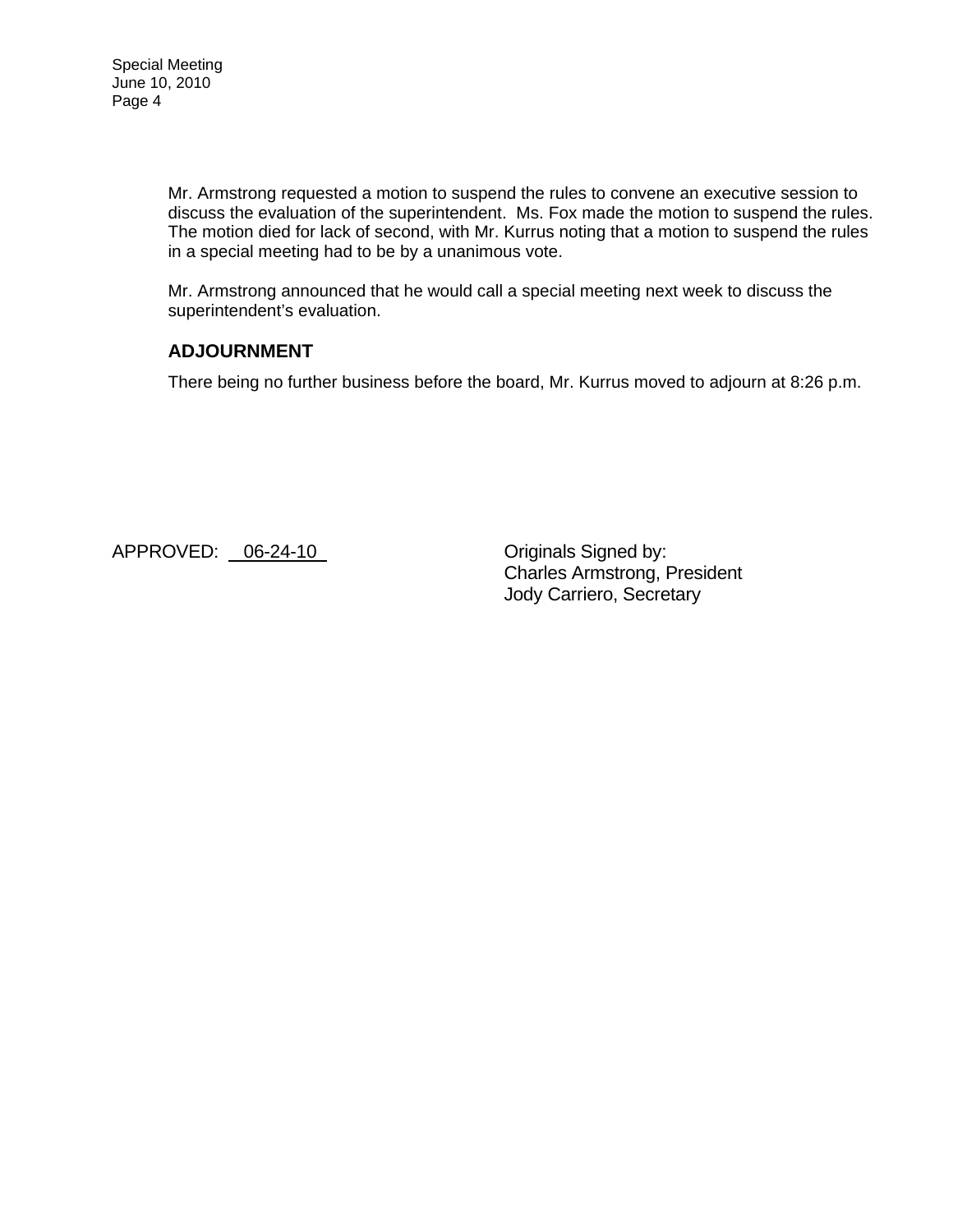Mr. Armstrong requested a motion to suspend the rules to convene an executive session to discuss the evaluation of the superintendent. Ms. Fox made the motion to suspend the rules. The motion died for lack of second, with Mr. Kurrus noting that a motion to suspend the rules in a special meeting had to be by a unanimous vote.

Mr. Armstrong announced that he would call a special meeting next week to discuss the superintendent's evaluation.

## ADJOURNMENT

There being no further business before the board, Mr. Kurrus moved to adjourn at 8:26 p.m.

APPROVED: 06-24-10

Originals Signed by:
Charles Armstrong, President
Jody Carriero, Secretary